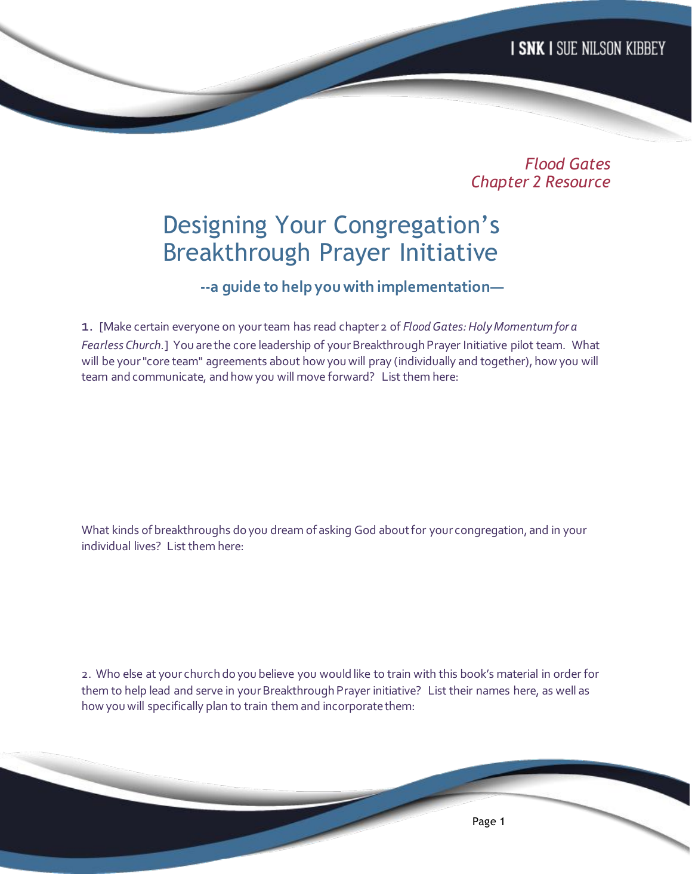*Flood Gates*
*Chapter 2 Resource*

# Designing Your Congregation's Breakthrough Prayer Initiative

**--a guide to help you with implementation—**

1. [Make certain everyone on your team has read chapter 2 of *Flood Gates: Holy Momentum for a Fearless Church.*] You are the core leadership of your Breakthrough Prayer Initiative pilot team. What will be your "core team" agreements about how you will pray (individually and together), how you will team and communicate, and how you will move forward? List them here:

What kinds of breakthroughs do you dream of asking God about for your congregation, and in your individual lives? List them here:

2. Who else at your church do you believe you would like to train with this book's material in order for them to help lead and serve in your Breakthrough Prayer initiative? List their names here, as well as how you will specifically plan to train them and incorporate them: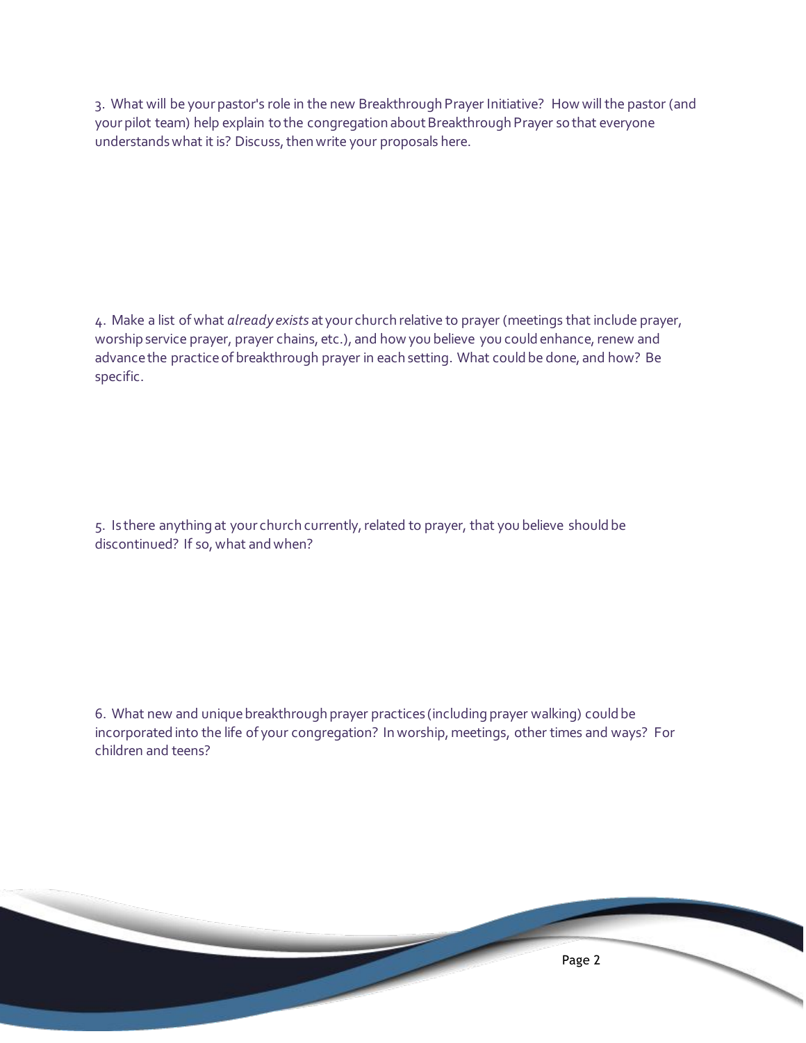3. What will be your pastor's role in the new Breakthrough Prayer Initiative? How will the pastor (and your pilot team) help explain to the congregation about Breakthrough Prayer so that everyone understands what it is? Discuss, then write your proposals here.

4. Make a list of what *already exists* at your church relative to prayer (meetings that include prayer, worship service prayer, prayer chains, etc.), and how you believe you could enhance, renew and advance the practice of breakthrough prayer in each setting. What could be done, and how? Be specific.

5. Is there anything at your church currently, related to prayer, that you believe should be discontinued? If so, what and when?

6. What new and unique breakthrough prayer practices (including prayer walking) could be incorporated into the life of your congregation? In worship, meetings, other times and ways? For children and teens?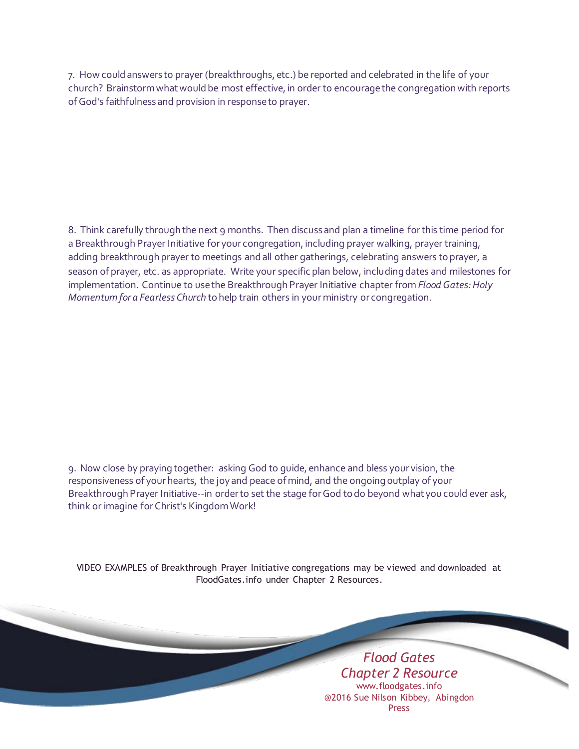7. How could answers to prayer (breakthroughs, etc.) be reported and celebrated in the life of your church? Brainstorm what would be most effective, in order to encourage the congregation with reports of God's faithfulness and provision in response to prayer.

8. Think carefully through the next 9 months. Then discuss and plan a timeline for this time period for a Breakthrough Prayer Initiative for your congregation, including prayer walking, prayer training, adding breakthrough prayer to meetings and all other gatherings, celebrating answers to prayer, a season of prayer, etc. as appropriate. Write your specific plan below, including dates and milestones for implementation. Continue to use the Breakthrough Prayer Initiative chapter from *Flood Gates: Holy Momentum for a Fearless Church* to help train others in your ministry or congregation.

9. Now close by praying together: asking God to guide, enhance and bless your vision, the responsiveness of your hearts, the joy and peace of mind, and the ongoing outplay of your Breakthrough Prayer Initiative--in order to set the stage for God to do beyond what you could ever ask, think or imagine for Christ's Kingdom Work!

VIDEO EXAMPLES of Breakthrough Prayer Initiative congregations may be viewed and downloaded at FloodGates.info under Chapter 2 Resources.

*Flood Gates*
*Chapter 2 Resource*
www.floodgates.info
@2016 Sue Nilson Kibbey, Abingdon Press